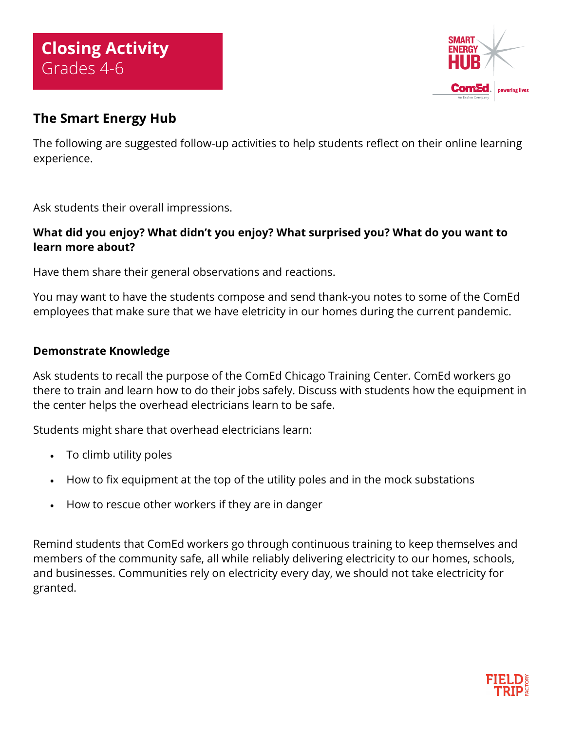# Closing Activity
Grades 4-6

## The Smart Energy Hub

The following are suggested follow-up activities to help students reflect on their online learning experience.

Ask students their overall impressions.

**What did you enjoy? What didn't you enjoy? What surprised you? What do you want to learn more about?**

Have them share their general observations and reactions.

You may want to have the students compose and send thank-you notes to some of the ComEd employees that make sure that we have eletricity in our homes during the current pandemic.

### Demonstrate Knowledge

Ask students to recall the purpose of the ComEd Chicago Training Center. ComEd workers go there to train and learn how to do their jobs safely. Discuss with students how the equipment in the center helps the overhead electricians learn to be safe.

Students might share that overhead electricians learn:

- To climb utility poles
- How to fix equipment at the top of the utility poles and in the mock substations
- How to rescue other workers if they are in danger

Remind students that ComEd workers go through continuous training to keep themselves and members of the community safe, all while reliably delivering electricity to our homes, schools, and businesses. Communities rely on electricity every day, we should not take electricity for granted.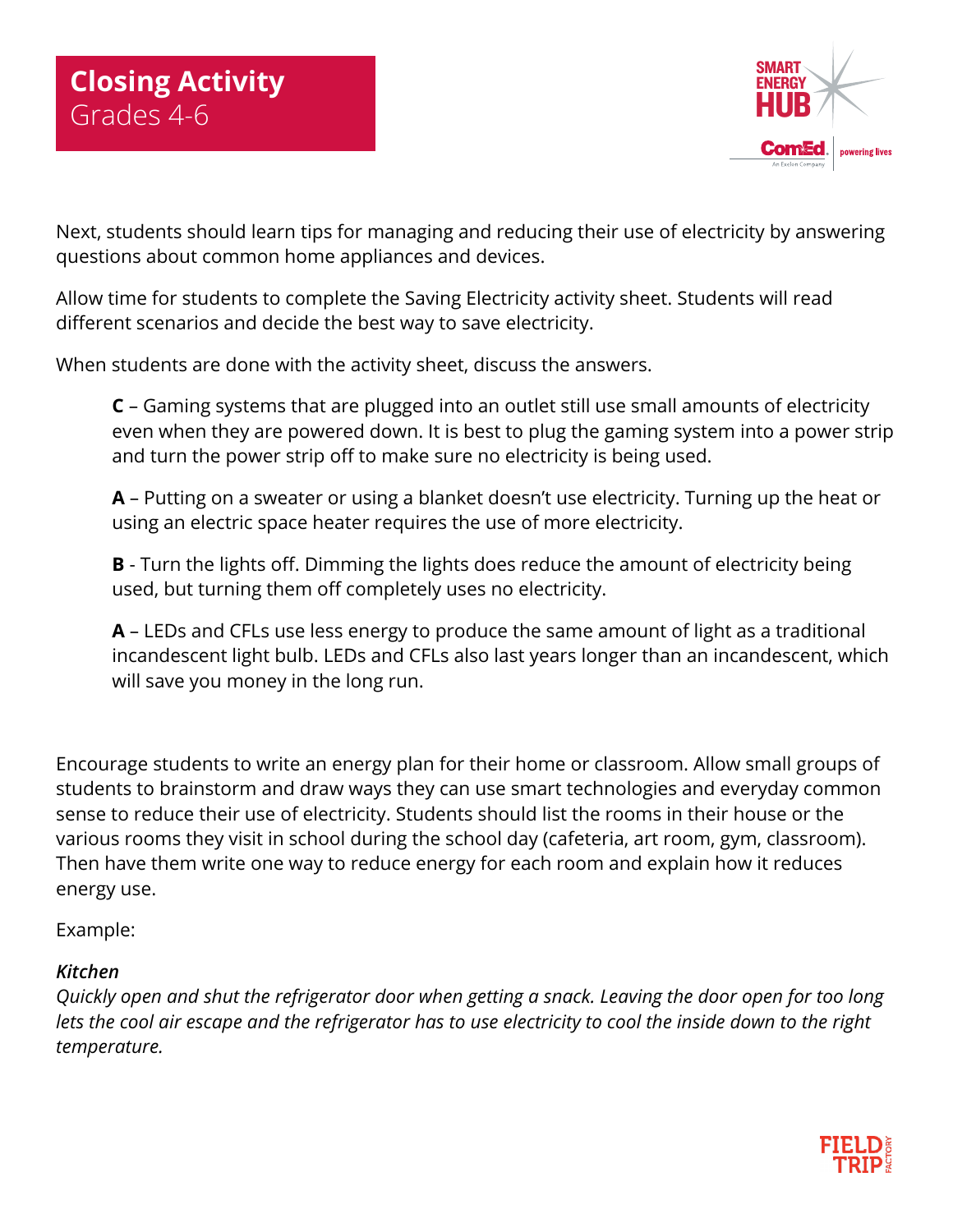# Closing Activity
Grades 4-6

Next, students should learn tips for managing and reducing their use of electricity by answering questions about common home appliances and devices.

Allow time for students to complete the Saving Electricity activity sheet. Students will read different scenarios and decide the best way to save electricity.

When students are done with the activity sheet, discuss the answers.

> **C** – Gaming systems that are plugged into an outlet still use small amounts of electricity even when they are powered down. It is best to plug the gaming system into a power strip and turn the power strip off to make sure no electricity is being used.
>
> **A** – Putting on a sweater or using a blanket doesn't use electricity. Turning up the heat or using an electric space heater requires the use of more electricity.
>
> **B** - Turn the lights off. Dimming the lights does reduce the amount of electricity being used, but turning them off completely uses no electricity.
>
> **A** – LEDs and CFLs use less energy to produce the same amount of light as a traditional incandescent light bulb. LEDs and CFLs also last years longer than an incandescent, which will save you money in the long run.

Encourage students to write an energy plan for their home or classroom. Allow small groups of students to brainstorm and draw ways they can use smart technologies and everyday common sense to reduce their use of electricity. Students should list the rooms in their house or the various rooms they visit in school during the school day (cafeteria, art room, gym, classroom). Then have them write one way to reduce energy for each room and explain how it reduces energy use.

Example:

***Kitchen***
*Quickly open and shut the refrigerator door when getting a snack. Leaving the door open for too long lets the cool air escape and the refrigerator has to use electricity to cool the inside down to the right temperature.*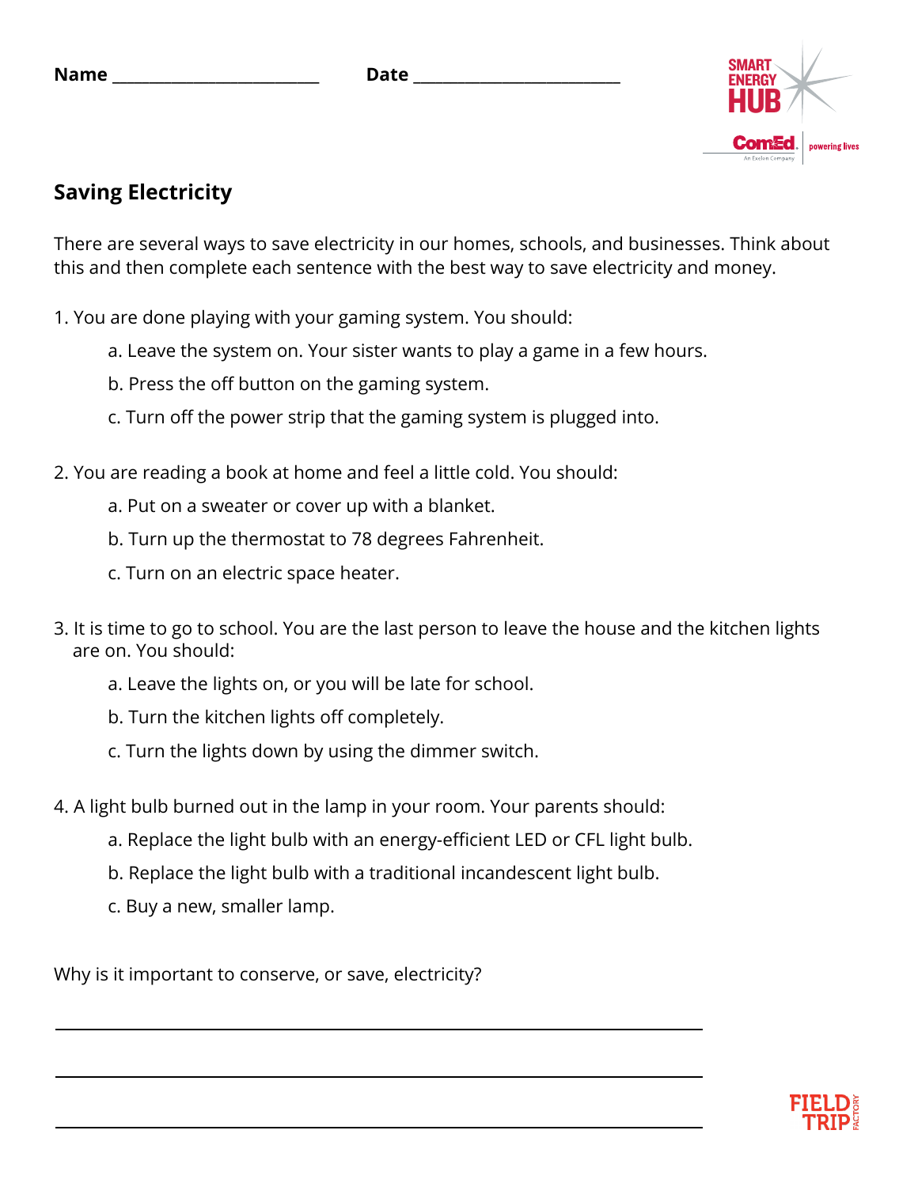Name ________________________ Date ________________________

## Saving Electricity

There are several ways to save electricity in our homes, schools, and businesses. Think about this and then complete each sentence with the best way to save electricity and money.

1. You are done playing with your gaming system. You should:

   a. Leave the system on. Your sister wants to play a game in a few hours.

   b. Press the off button on the gaming system.

   c. Turn off the power strip that the gaming system is plugged into.

2. You are reading a book at home and feel a little cold. You should:

   a. Put on a sweater or cover up with a blanket.

   b. Turn up the thermostat to 78 degrees Fahrenheit.

   c. Turn on an electric space heater.

3. It is time to go to school. You are the last person to leave the house and the kitchen lights are on. You should:

   a. Leave the lights on, or you will be late for school.

   b. Turn the kitchen lights off completely.

   c. Turn the lights down by using the dimmer switch.

4. A light bulb burned out in the lamp in your room. Your parents should:

   a. Replace the light bulb with an energy-efficient LED or CFL light bulb.

   b. Replace the light bulb with a traditional incandescent light bulb.

   c. Buy a new, smaller lamp.

Why is it important to conserve, or save, electricity?

_______________________________________________________________

_______________________________________________________________

_______________________________________________________________